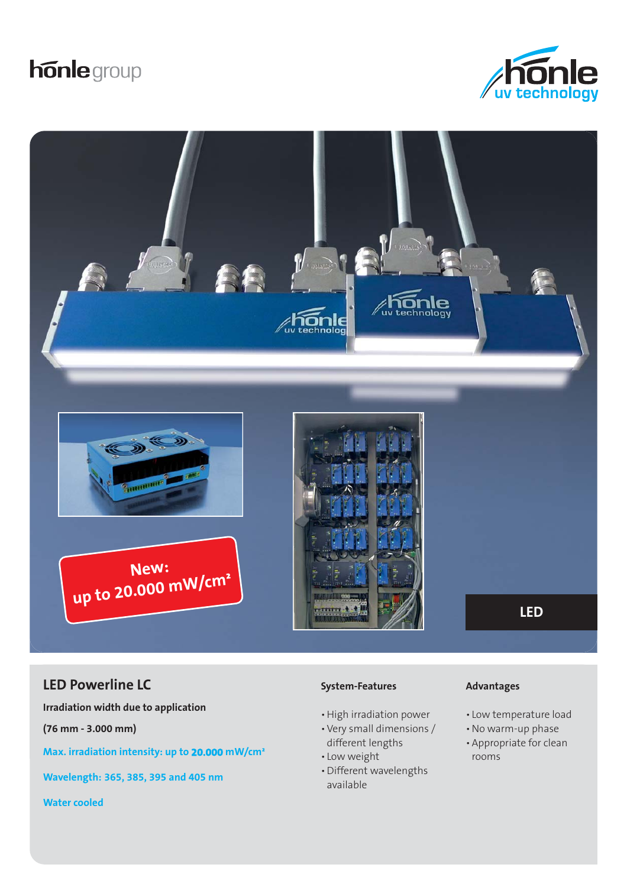hönle group

hönle uv technology

New:
up to 20.000 mW/cm²

LED

## LED Powerline LC

**Irradiation width due to application**

**(76 mm - 3.000 mm)**

**Max. irradiation intensity: up to 20.000 mW/cm²**

**Wavelength: 365, 385, 395 and 405 nm**

**Water cooled**

### System-Features

- High irradiation power
- Very small dimensions / different lengths
- Low weight
- Different wavelengths available

### Advantages

- Low temperature load
- No warm-up phase
- Appropriate for clean rooms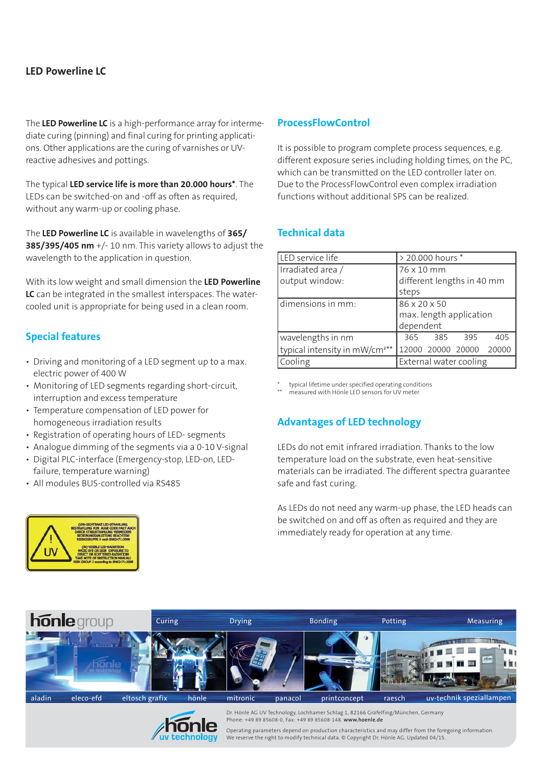## LED Powerline LC

The **LED Powerline LC** is a high-performance array for intermediate curing (pinning) and final curing for printing applications. Other applications are the curing of varnishes or UV-reactive adhesives and pottings.

The typical **LED service life is more than 20.000 hours***. The LEDs can be switched-on and -off as often as required, without any warm-up or cooling phase.

The **LED Powerline LC** is available in wavelengths of **365/385/395/405 nm** +/- 10 nm. This variety allows to adjust the wavelength to the application in question.

With its low weight and small dimension the **LED Powerline LC** can be integrated in the smallest interspaces. The water-cooled unit is appropriate for being used in a clean room.

### Special features

- Driving and monitoring of a LED segment up to a max. electric power of 400 W
- Monitoring of LED segments regarding short-circuit, interruption and excess temperature
- Temperature compensation of LED power for homogeneous irradiation results
- Registration of operating hours of LED- segments
- Analogue dimming of the segments via a 0-10 V-signal
- Digital PLC-interface (Emergency-stop, LED-on, LED-failure, temperature warning)
- All modules BUS-controlled via RS485

(UV)-SICHTBARE LED-STRAHLUNG. BESTRAHLUNG VON AUGE ODER HAUT AUCH DURCH STREUSTRAHLUNG VERMEIDEN! BEDIENUNGSANLEITUNG BEACHTEN! RISIKOGRUPPE 3 nach EN62471:2008

(UV)-VISIBLE LED-RADIATION. AVOID EYE OR SKIN EXPOSURE TO DIRECT OR SCATTERED RADIATION! TAKE NOTE OF INSTRUCTION MANUAL! RISK GROUP 3 according to EN62471:2008

### ProcessFlowControl

It is possible to program complete process sequences, e.g. different exposure series including holding times, on the PC, which can be transmitted on the LED controller later on. Due to the ProcessFlowControl even complex irradiation functions without additional SPS can be realized.

### Technical data

| | | | | |
|---|---|---|---|---|
| LED service life | > 20.000 hours * | | | |
| Irradiated area / output window: | 76 x 10 mm different lengths in 40 mm steps | | | |
| dimensions in mm: | 86 x 20 x 50 max. length application dependent | | | |
| wavelengths in nm | 365 | 385 | 395 | 405 |
| typical intensity in mW/cm²** | 12000 | 20000 | 20000 | 20000 |
| Cooling | External water cooling | | | |

\* typical lifetime under specified operating conditions
\*\* measured with Hönle LED sensors for UV meter

### Advantages of LED technology

LEDs do not emit infrared irradiation. Thanks to the low temperature load on the substrate, even heat-sensitive materials can be irradiated. The different spectra guarantee safe and fast curing.

As LEDs do not need any warm-up phase, the LED heads can be switched on and off as often as required and they are immediately ready for operation at any time.

hönle group — Curing | Drying | Bonding | Potting | Measuring

aladin | eleco-efd | eltosch grafix | hönle | mitronic | panacol | printconcept | raesch | uv-technik speziallampen

hönle uv technology

Dr. Hönle AG UV Technology, Lochhamer Schlag 1, 82166 Gräfelfing/München, Germany
Phone: +49 89 85608-0, Fax: +49 89 85608-148. **www.hoenle.de**

Operating parameters depend on production characteristics and may differ from the foregoing information.
We reserve the right to modify technical data. © Copyright Dr. Hönle AG. Updated 04/15.